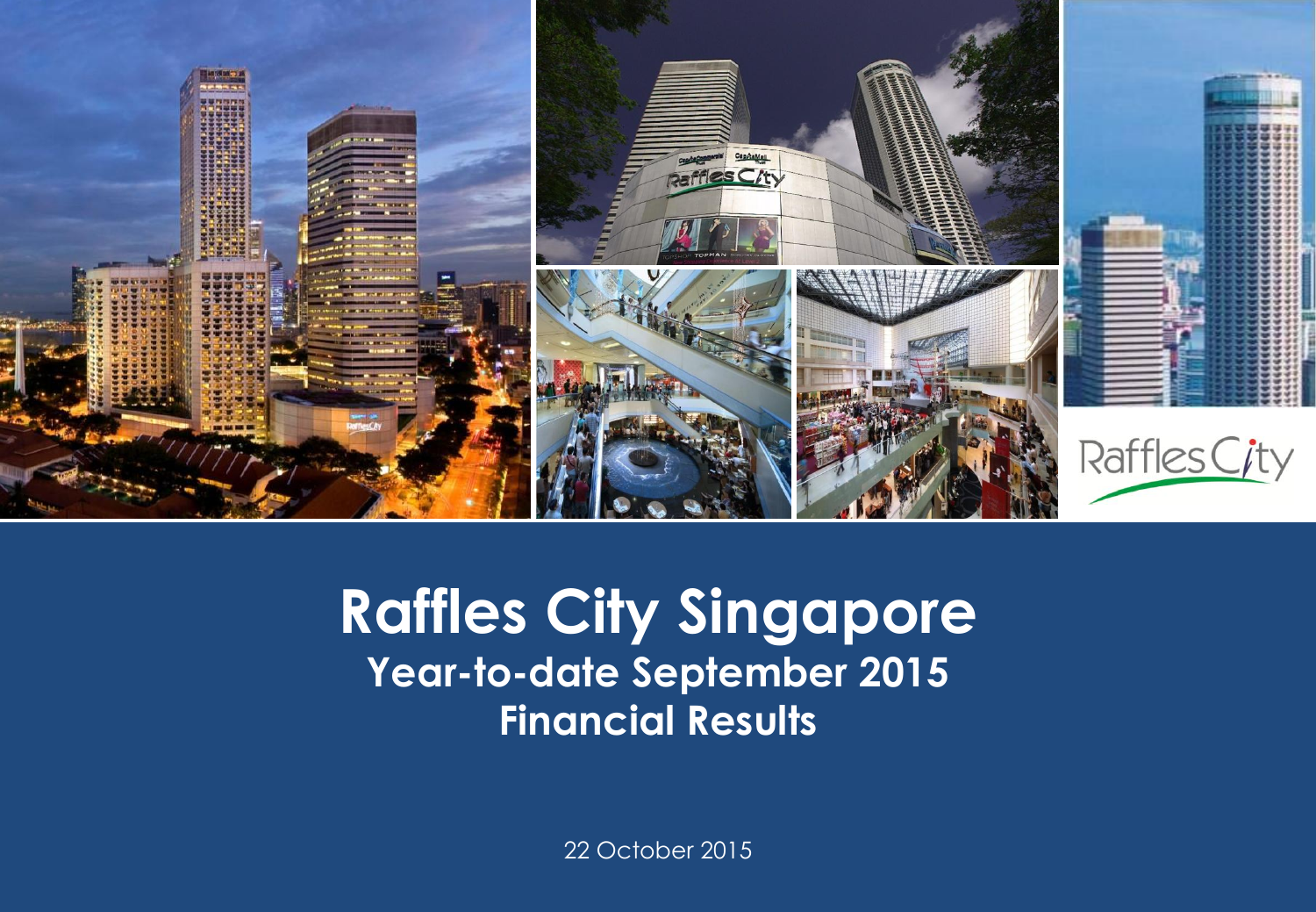# Raffles City Singapore

## Year-to-date September 2015 Financial Results

22 October 2015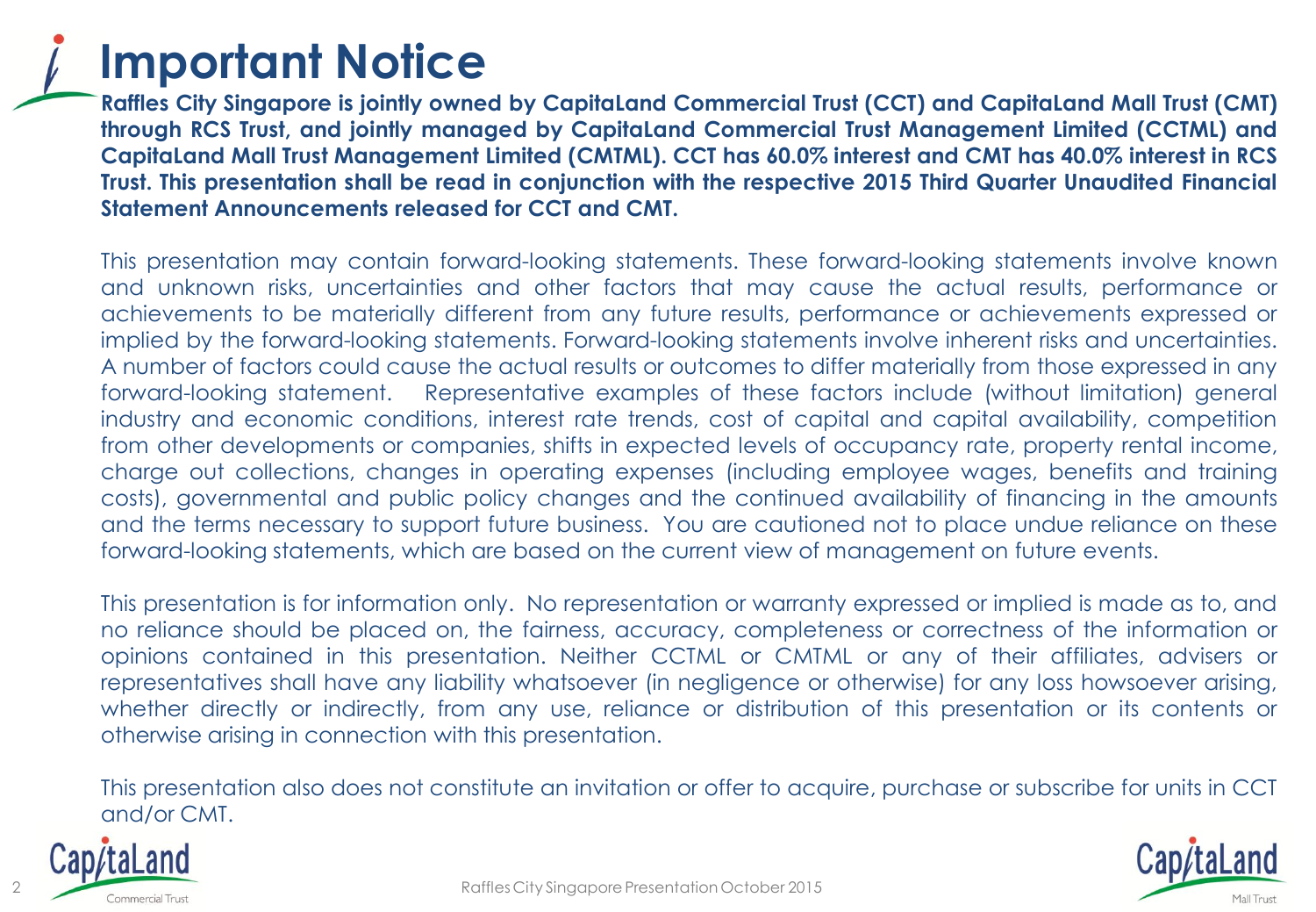# Important Notice

**Raffles City Singapore is jointly owned by CapitaLand Commercial Trust (CCT) and CapitaLand Mall Trust (CMT) through RCS Trust, and jointly managed by CapitaLand Commercial Trust Management Limited (CCTML) and CapitaLand Mall Trust Management Limited (CMTML). CCT has 60.0% interest and CMT has 40.0% interest in RCS Trust. This presentation shall be read in conjunction with the respective 2015 Third Quarter Unaudited Financial Statement Announcements released for CCT and CMT.**

This presentation may contain forward-looking statements. These forward-looking statements involve known and unknown risks, uncertainties and other factors that may cause the actual results, performance or achievements to be materially different from any future results, performance or achievements expressed or implied by the forward-looking statements. Forward-looking statements involve inherent risks and uncertainties. A number of factors could cause the actual results or outcomes to differ materially from those expressed in any forward-looking statement. Representative examples of these factors include (without limitation) general industry and economic conditions, interest rate trends, cost of capital and capital availability, competition from other developments or companies, shifts in expected levels of occupancy rate, property rental income, charge out collections, changes in operating expenses (including employee wages, benefits and training costs), governmental and public policy changes and the continued availability of financing in the amounts and the terms necessary to support future business. You are cautioned not to place undue reliance on these forward-looking statements, which are based on the current view of management on future events.

This presentation is for information only. No representation or warranty expressed or implied is made as to, and no reliance should be placed on, the fairness, accuracy, completeness or correctness of the information or opinions contained in this presentation. Neither CCTML or CMTML or any of their affiliates, advisers or representatives shall have any liability whatsoever (in negligence or otherwise) for any loss howsoever arising, whether directly or indirectly, from any use, reliance or distribution of this presentation or its contents or otherwise arising in connection with this presentation.

This presentation also does not constitute an invitation or offer to acquire, purchase or subscribe for units in CCT and/or CMT.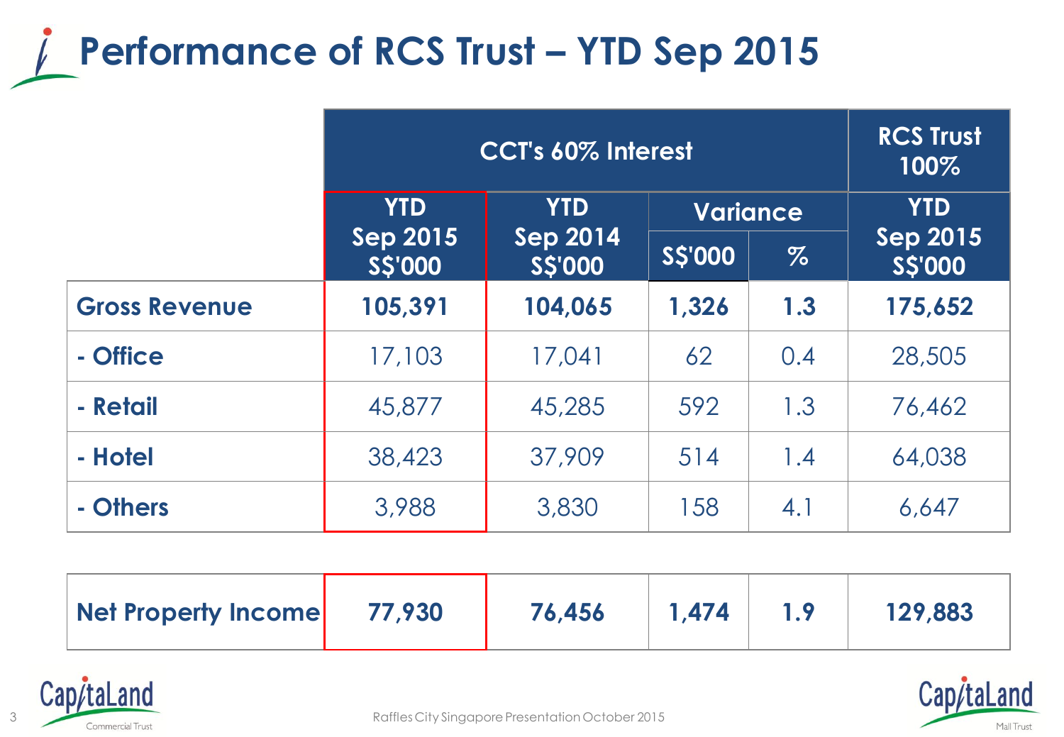# Performance of RCS Trust – YTD Sep 2015

| | CCT's 60% Interest | | | | RCS Trust 100% |
|---|---|---|---|---|---|
| | YTD Sep 2015 S$'000 | YTD Sep 2014 S$'000 | Variance | | YTD Sep 2015 S$'000 |
| | | | S$'000 | % | |
| **Gross Revenue** | **105,391** | **104,065** | **1,326** | **1.3** | **175,652** |
| **- Office** | 17,103 | 17,041 | 62 | 0.4 | 28,505 |
| **- Retail** | 45,877 | 45,285 | 592 | 1.3 | 76,462 |
| **- Hotel** | 38,423 | 37,909 | 514 | 1.4 | 64,038 |
| **- Others** | 3,988 | 3,830 | 158 | 4.1 | 6,647 |
| **Net Property Income** | **77,930** | **76,456** | **1,474** | **1.9** | **129,883** |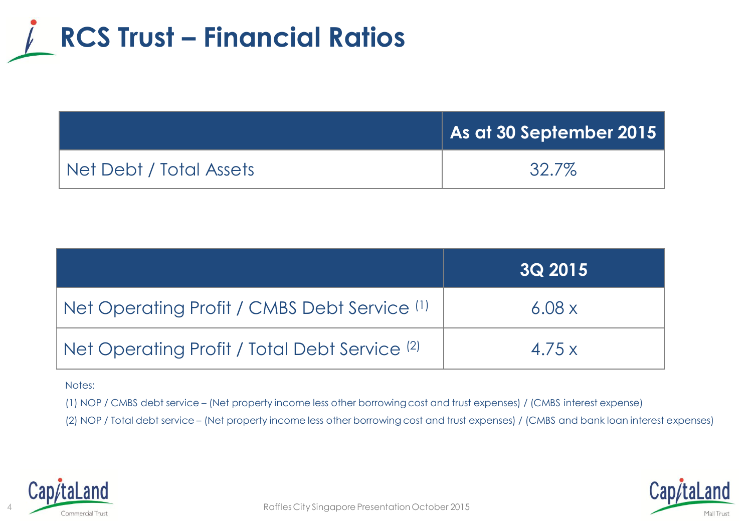# RCS Trust – Financial Ratios

| | As at 30 September 2015 |
|---|---|
| Net Debt / Total Assets | 32.7% |

| | 3Q 2015 |
|---|---|
| Net Operating Profit / CMBS Debt Service [1] | 6.08 x |
| Net Operating Profit / Total Debt Service [2] | 4.75 x |

Notes:

(1) NOP / CMBS debt service – (Net property income less other borrowing cost and trust expenses) / (CMBS interest expense)

(2) NOP / Total debt service – (Net property income less other borrowing cost and trust expenses) / (CMBS and bank loan interest expenses)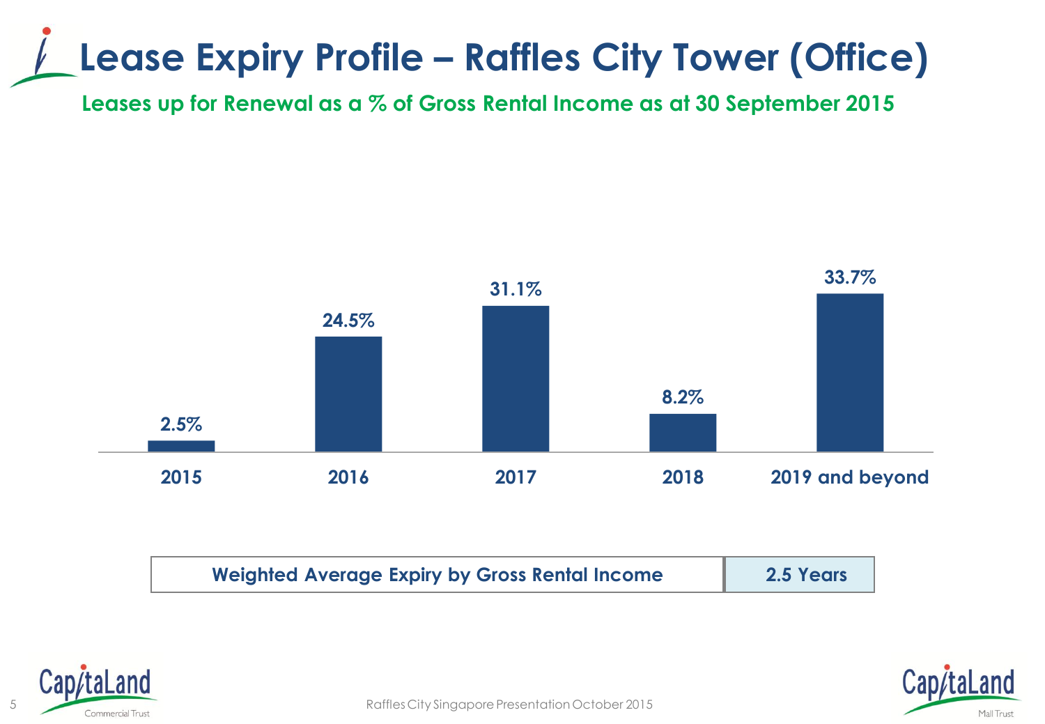# Lease Expiry Profile – Raffles City Tower (Office)

## Leases up for Renewal as a % of Gross Rental Income as at 30 September 2015

| 2015 | 2016 | 2017 | 2018 | 2019 and beyond |
|---|---|---|---|---|
| 2.5% | 24.5% | 31.1% | 8.2% | 33.7% |

| Weighted Average Expiry by Gross Rental Income | 2.5 Years |
|---|---|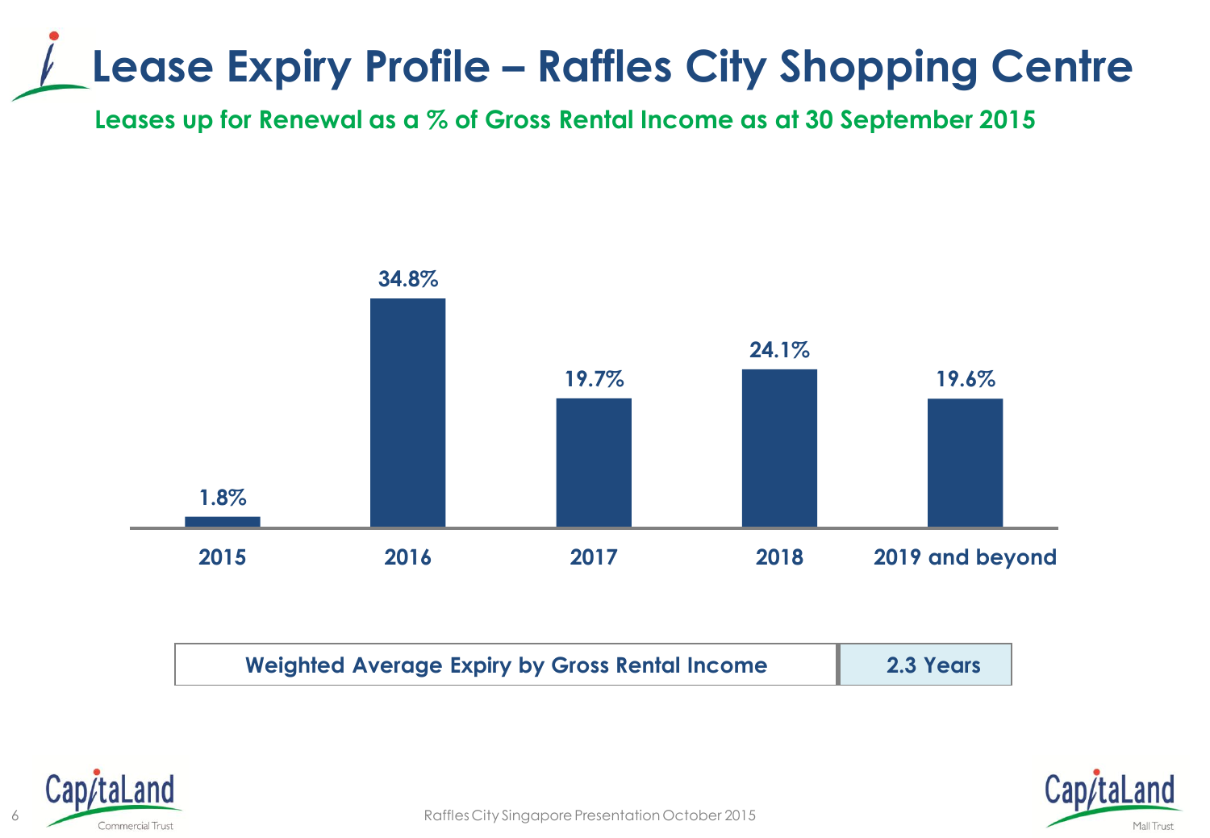# Lease Expiry Profile – Raffles City Shopping Centre

**Leases up for Renewal as a % of Gross Rental Income as at 30 September 2015**

| 2015 | 2016 | 2017 | 2018 | 2019 and beyond |
|---|---|---|---|---|
| 1.8% | 34.8% | 19.7% | 24.1% | 19.6% |

| Weighted Average Expiry by Gross Rental Income | 2.3 Years |
|---|---|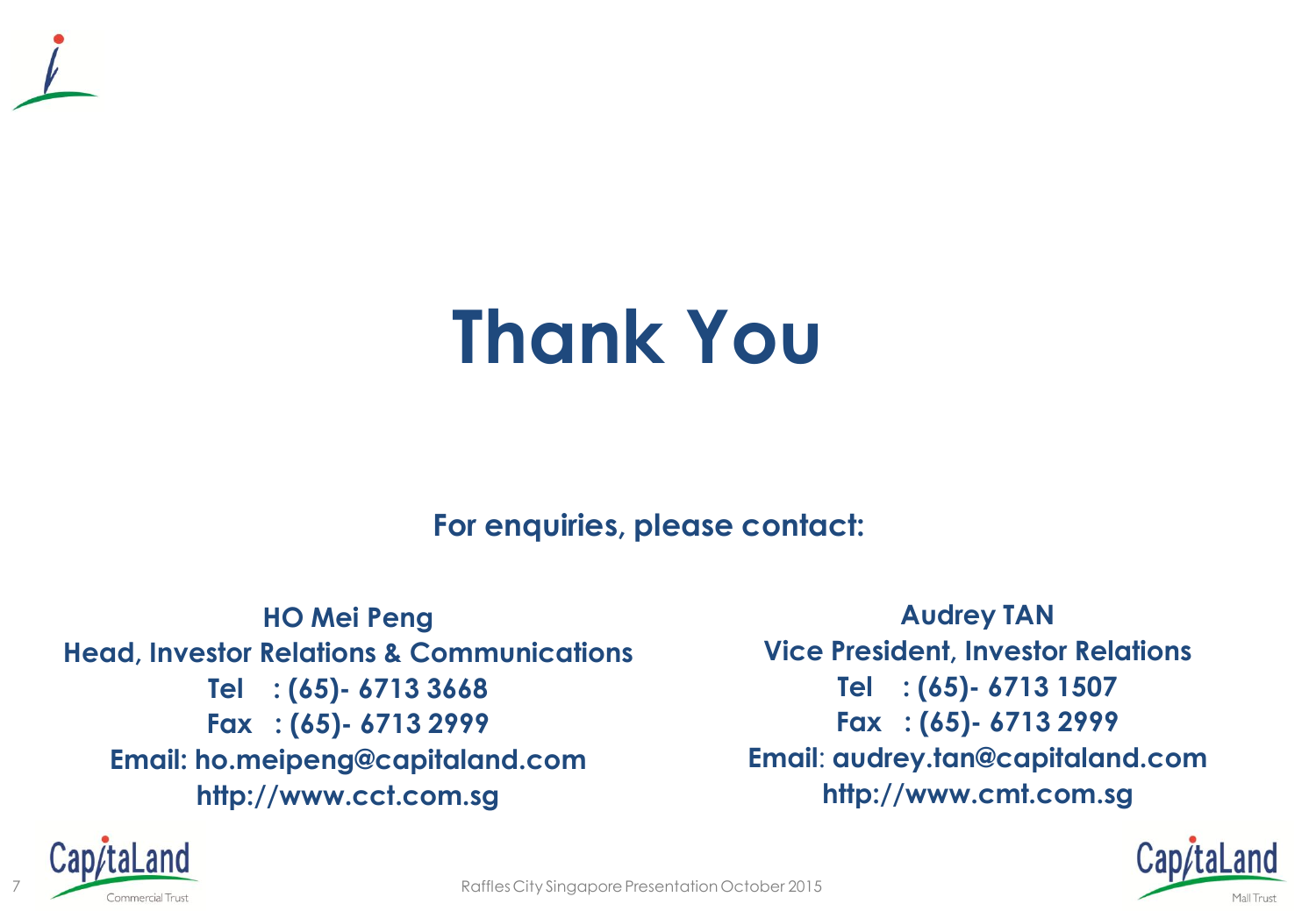# Thank You

**For enquiries, please contact:**

**HO Mei Peng**
**Head, Investor Relations & Communications**
**Tel : (65)- 6713 3668**
**Fax : (65)- 6713 2999**
**Email: ho.meipeng@capitaland.com**
**http://www.cct.com.sg**

**Audrey TAN**
**Vice President, Investor Relations**
**Tel : (65)- 6713 1507**
**Fax : (65)- 6713 2999**
**Email: audrey.tan@capitaland.com**
**http://www.cmt.com.sg**

CapitaLand Commercial Trust

CapitaLand Mall Trust